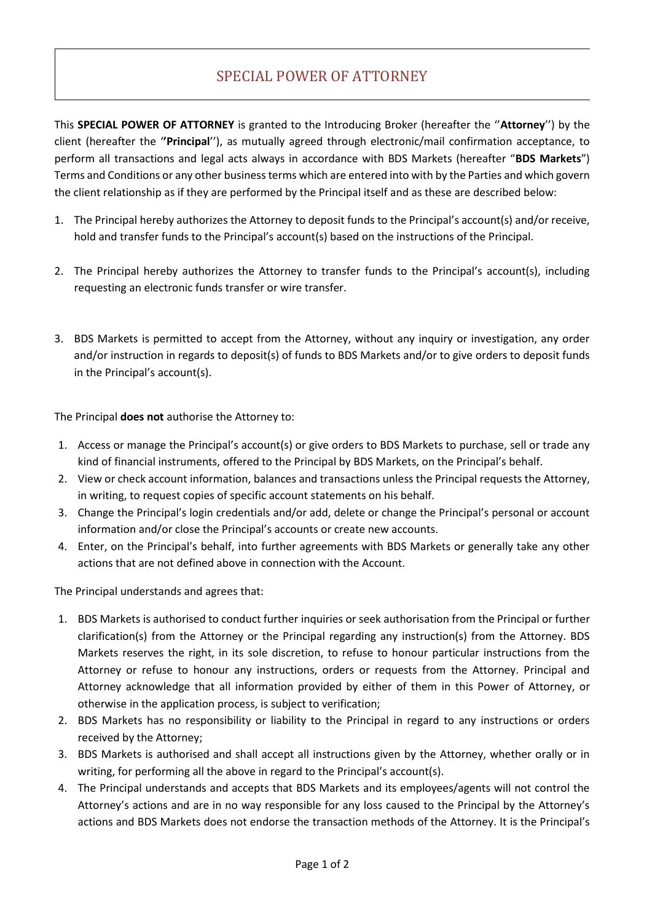# SPECIAL POWER OF ATTORNEY

This **SPECIAL POWER OF ATTORNEY** is granted to the Introducing Broker (hereafter the ''**Attorney**'') by the client (hereafter the ''**Principal**''), as mutually agreed through electronic/mail confirmation acceptance, to perform all transactions and legal acts always in accordance with BDS Markets (hereafter "**BDS Markets**") Terms and Conditions or any other business terms which are entered into with by the Parties and which govern the client relationship as if they are performed by the Principal itself and as these are described below:

1. The Principal hereby authorizes the Attorney to deposit funds to the Principal's account(s) and/or receive, hold and transfer funds to the Principal's account(s) based on the instructions of the Principal.
2. The Principal hereby authorizes the Attorney to transfer funds to the Principal's account(s), including requesting an electronic funds transfer or wire transfer.
3. BDS Markets is permitted to accept from the Attorney, without any inquiry or investigation, any order and/or instruction in regards to deposit(s) of funds to BDS Markets and/or to give orders to deposit funds in the Principal's account(s).

The Principal **does not** authorise the Attorney to:

1. Access or manage the Principal's account(s) or give orders to BDS Markets to purchase, sell or trade any kind of financial instruments, offered to the Principal by BDS Markets, on the Principal's behalf.
2. View or check account information, balances and transactions unless the Principal requests the Attorney, in writing, to request copies of specific account statements on his behalf.
3. Change the Principal's login credentials and/or add, delete or change the Principal's personal or account information and/or close the Principal's accounts or create new accounts.
4. Enter, on the Principal's behalf, into further agreements with BDS Markets or generally take any other actions that are not defined above in connection with the Account.

The Principal understands and agrees that:

1. BDS Markets is authorised to conduct further inquiries or seek authorisation from the Principal or further clarification(s) from the Attorney or the Principal regarding any instruction(s) from the Attorney. BDS Markets reserves the right, in its sole discretion, to refuse to honour particular instructions from the Attorney or refuse to honour any instructions, orders or requests from the Attorney. Principal and Attorney acknowledge that all information provided by either of them in this Power of Attorney, or otherwise in the application process, is subject to verification;
2. BDS Markets has no responsibility or liability to the Principal in regard to any instructions or orders received by the Attorney;
3. BDS Markets is authorised and shall accept all instructions given by the Attorney, whether orally or in writing, for performing all the above in regard to the Principal's account(s).
4. The Principal understands and accepts that BDS Markets and its employees/agents will not control the Attorney's actions and are in no way responsible for any loss caused to the Principal by the Attorney's actions and BDS Markets does not endorse the transaction methods of the Attorney. It is the Principal's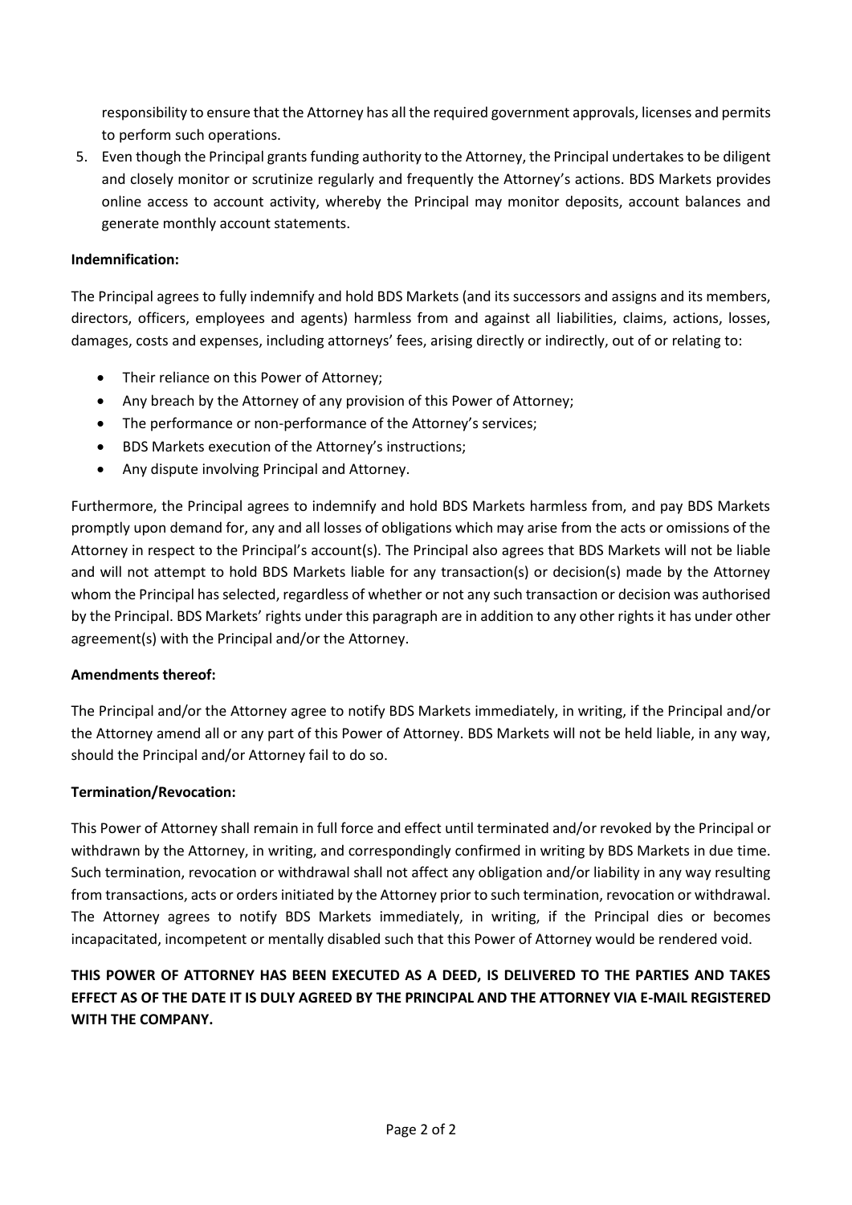responsibility to ensure that the Attorney has all the required government approvals, licenses and permits to perform such operations.

5. Even though the Principal grants funding authority to the Attorney, the Principal undertakes to be diligent and closely monitor or scrutinize regularly and frequently the Attorney's actions. BDS Markets provides online access to account activity, whereby the Principal may monitor deposits, account balances and generate monthly account statements.

**Indemnification:**

The Principal agrees to fully indemnify and hold BDS Markets (and its successors and assigns and its members, directors, officers, employees and agents) harmless from and against all liabilities, claims, actions, losses, damages, costs and expenses, including attorneys' fees, arising directly or indirectly, out of or relating to:

- Their reliance on this Power of Attorney;
- Any breach by the Attorney of any provision of this Power of Attorney;
- The performance or non-performance of the Attorney's services;
- BDS Markets execution of the Attorney's instructions;
- Any dispute involving Principal and Attorney.

Furthermore, the Principal agrees to indemnify and hold BDS Markets harmless from, and pay BDS Markets promptly upon demand for, any and all losses of obligations which may arise from the acts or omissions of the Attorney in respect to the Principal's account(s). The Principal also agrees that BDS Markets will not be liable and will not attempt to hold BDS Markets liable for any transaction(s) or decision(s) made by the Attorney whom the Principal has selected, regardless of whether or not any such transaction or decision was authorised by the Principal. BDS Markets' rights under this paragraph are in addition to any other rights it has under other agreement(s) with the Principal and/or the Attorney.

**Amendments thereof:**

The Principal and/or the Attorney agree to notify BDS Markets immediately, in writing, if the Principal and/or the Attorney amend all or any part of this Power of Attorney. BDS Markets will not be held liable, in any way, should the Principal and/or Attorney fail to do so.

**Termination/Revocation:**

This Power of Attorney shall remain in full force and effect until terminated and/or revoked by the Principal or withdrawn by the Attorney, in writing, and correspondingly confirmed in writing by BDS Markets in due time. Such termination, revocation or withdrawal shall not affect any obligation and/or liability in any way resulting from transactions, acts or orders initiated by the Attorney prior to such termination, revocation or withdrawal. The Attorney agrees to notify BDS Markets immediately, in writing, if the Principal dies or becomes incapacitated, incompetent or mentally disabled such that this Power of Attorney would be rendered void.

**THIS POWER OF ATTORNEY HAS BEEN EXECUTED AS A DEED, IS DELIVERED TO THE PARTIES AND TAKES EFFECT AS OF THE DATE IT IS DULY AGREED BY THE PRINCIPAL AND THE ATTORNEY VIA E-MAIL REGISTERED WITH THE COMPANY.**